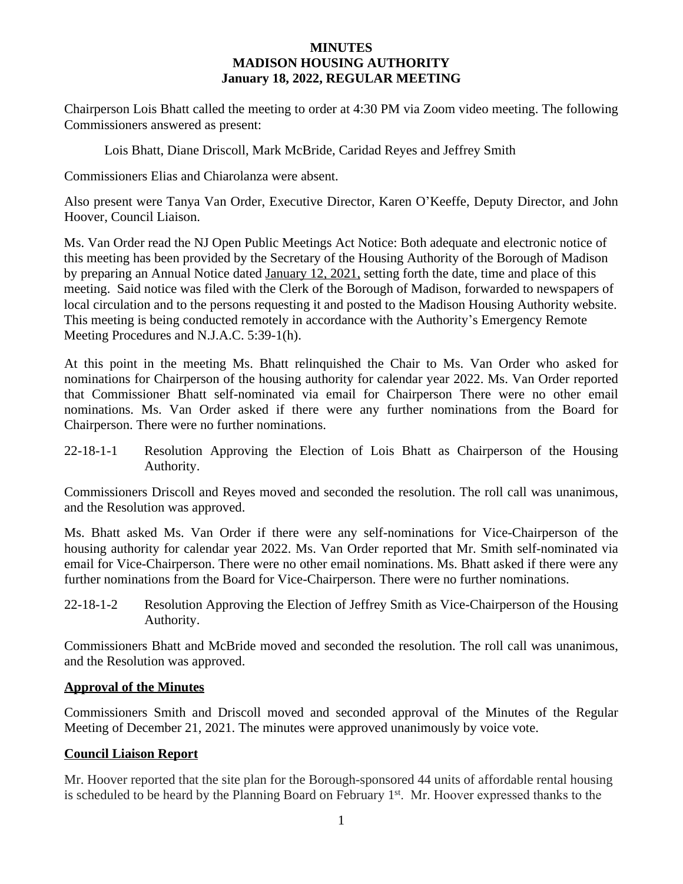# MINUTES
# MADISON HOUSING AUTHORITY
# January 18, 2022, REGULAR MEETING

Chairperson Lois Bhatt called the meeting to order at 4:30 PM via Zoom video meeting. The following Commissioners answered as present:

Lois Bhatt, Diane Driscoll, Mark McBride, Caridad Reyes and Jeffrey Smith

Commissioners Elias and Chiarolanza were absent.

Also present were Tanya Van Order, Executive Director, Karen O'Keeffe, Deputy Director, and John Hoover, Council Liaison.

Ms. Van Order read the NJ Open Public Meetings Act Notice: Both adequate and electronic notice of this meeting has been provided by the Secretary of the Housing Authority of the Borough of Madison by preparing an Annual Notice dated January 12, 2021, setting forth the date, time and place of this meeting. Said notice was filed with the Clerk of the Borough of Madison, forwarded to newspapers of local circulation and to the persons requesting it and posted to the Madison Housing Authority website. This meeting is being conducted remotely in accordance with the Authority's Emergency Remote Meeting Procedures and N.J.A.C. 5:39-1(h).

At this point in the meeting Ms. Bhatt relinquished the Chair to Ms. Van Order who asked for nominations for Chairperson of the housing authority for calendar year 2022. Ms. Van Order reported that Commissioner Bhatt self-nominated via email for Chairperson There were no other email nominations. Ms. Van Order asked if there were any further nominations from the Board for Chairperson. There were no further nominations.

22-18-1-1 Resolution Approving the Election of Lois Bhatt as Chairperson of the Housing Authority.

Commissioners Driscoll and Reyes moved and seconded the resolution. The roll call was unanimous, and the Resolution was approved.

Ms. Bhatt asked Ms. Van Order if there were any self-nominations for Vice-Chairperson of the housing authority for calendar year 2022. Ms. Van Order reported that Mr. Smith self-nominated via email for Vice-Chairperson. There were no other email nominations. Ms. Bhatt asked if there were any further nominations from the Board for Vice-Chairperson. There were no further nominations.

22-18-1-2 Resolution Approving the Election of Jeffrey Smith as Vice-Chairperson of the Housing Authority.

Commissioners Bhatt and McBride moved and seconded the resolution. The roll call was unanimous, and the Resolution was approved.

## Approval of the Minutes

Commissioners Smith and Driscoll moved and seconded approval of the Minutes of the Regular Meeting of December 21, 2021. The minutes were approved unanimously by voice vote.

## Council Liaison Report

Mr. Hoover reported that the site plan for the Borough-sponsored 44 units of affordable rental housing is scheduled to be heard by the Planning Board on February 1st. Mr. Hoover expressed thanks to the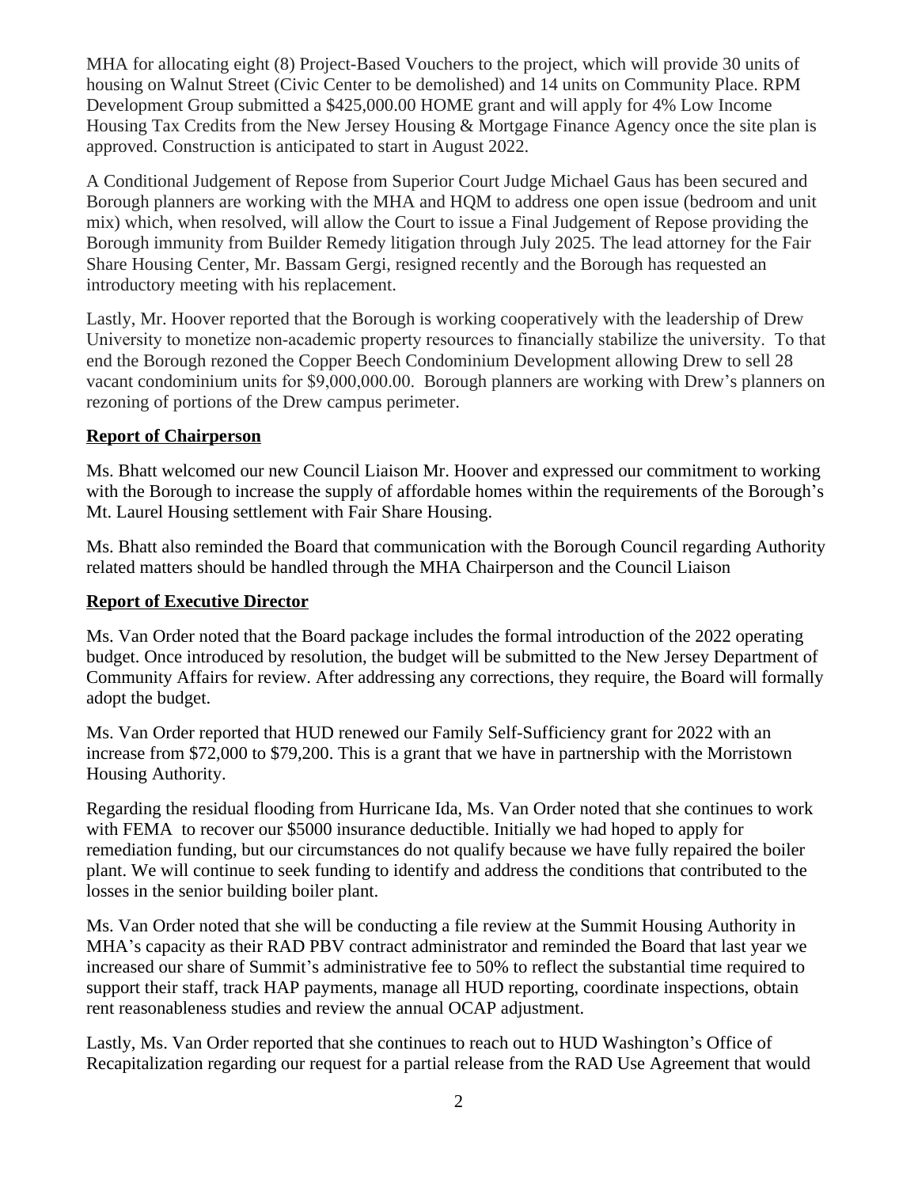MHA for allocating eight (8) Project-Based Vouchers to the project, which will provide 30 units of housing on Walnut Street (Civic Center to be demolished) and 14 units on Community Place. RPM Development Group submitted a $425,000.00 HOME grant and will apply for 4% Low Income Housing Tax Credits from the New Jersey Housing & Mortgage Finance Agency once the site plan is approved. Construction is anticipated to start in August 2022.

A Conditional Judgement of Repose from Superior Court Judge Michael Gaus has been secured and Borough planners are working with the MHA and HQM to address one open issue (bedroom and unit mix) which, when resolved, will allow the Court to issue a Final Judgement of Repose providing the Borough immunity from Builder Remedy litigation through July 2025. The lead attorney for the Fair Share Housing Center, Mr. Bassam Gergi, resigned recently and the Borough has requested an introductory meeting with his replacement.

Lastly, Mr. Hoover reported that the Borough is working cooperatively with the leadership of Drew University to monetize non-academic property resources to financially stabilize the university. To that end the Borough rezoned the Copper Beech Condominium Development allowing Drew to sell 28 vacant condominium units for $9,000,000.00. Borough planners are working with Drew's planners on rezoning of portions of the Drew campus perimeter.

**Report of Chairperson**

Ms. Bhatt welcomed our new Council Liaison Mr. Hoover and expressed our commitment to working with the Borough to increase the supply of affordable homes within the requirements of the Borough's Mt. Laurel Housing settlement with Fair Share Housing.

Ms. Bhatt also reminded the Board that communication with the Borough Council regarding Authority related matters should be handled through the MHA Chairperson and the Council Liaison

**Report of Executive Director**

Ms. Van Order noted that the Board package includes the formal introduction of the 2022 operating budget. Once introduced by resolution, the budget will be submitted to the New Jersey Department of Community Affairs for review. After addressing any corrections, they require, the Board will formally adopt the budget.

Ms. Van Order reported that HUD renewed our Family Self-Sufficiency grant for 2022 with an increase from $72,000 to $79,200. This is a grant that we have in partnership with the Morristown Housing Authority.

Regarding the residual flooding from Hurricane Ida, Ms. Van Order noted that she continues to work with FEMA to recover our $5000 insurance deductible. Initially we had hoped to apply for remediation funding, but our circumstances do not qualify because we have fully repaired the boiler plant. We will continue to seek funding to identify and address the conditions that contributed to the losses in the senior building boiler plant.

Ms. Van Order noted that she will be conducting a file review at the Summit Housing Authority in MHA's capacity as their RAD PBV contract administrator and reminded the Board that last year we increased our share of Summit's administrative fee to 50% to reflect the substantial time required to support their staff, track HAP payments, manage all HUD reporting, coordinate inspections, obtain rent reasonableness studies and review the annual OCAP adjustment.

Lastly, Ms. Van Order reported that she continues to reach out to HUD Washington's Office of Recapitalization regarding our request for a partial release from the RAD Use Agreement that would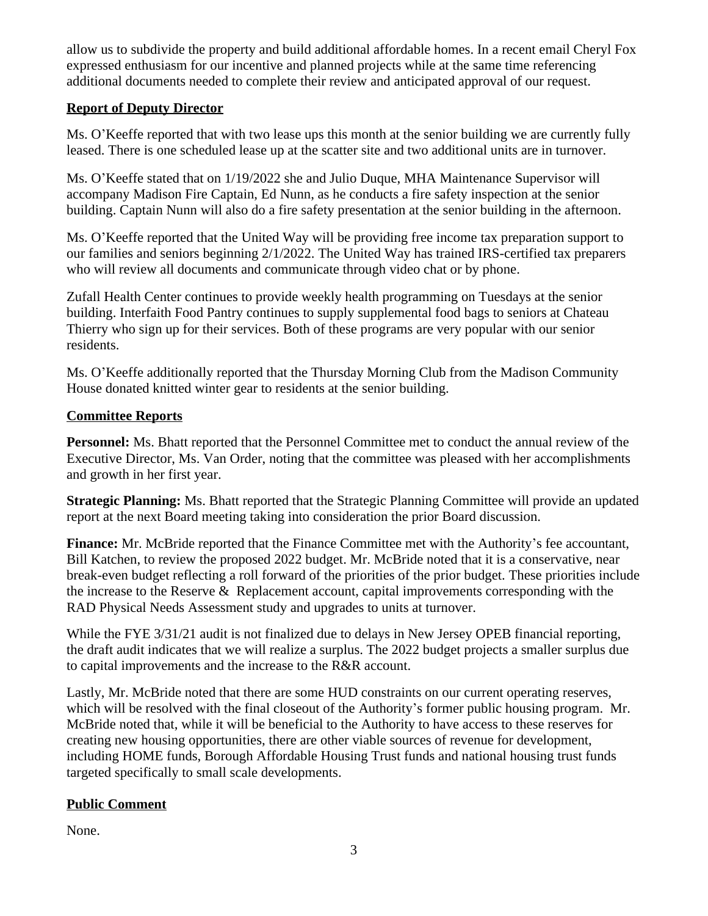allow us to subdivide the property and build additional affordable homes. In a recent email Cheryl Fox expressed enthusiasm for our incentive and planned projects while at the same time referencing additional documents needed to complete their review and anticipated approval of our request.

## Report of Deputy Director

Ms. O'Keeffe reported that with two lease ups this month at the senior building we are currently fully leased. There is one scheduled lease up at the scatter site and two additional units are in turnover.

Ms. O'Keeffe stated that on 1/19/2022 she and Julio Duque, MHA Maintenance Supervisor will accompany Madison Fire Captain, Ed Nunn, as he conducts a fire safety inspection at the senior building. Captain Nunn will also do a fire safety presentation at the senior building in the afternoon.

Ms. O'Keeffe reported that the United Way will be providing free income tax preparation support to our families and seniors beginning 2/1/2022. The United Way has trained IRS-certified tax preparers who will review all documents and communicate through video chat or by phone.

Zufall Health Center continues to provide weekly health programming on Tuesdays at the senior building. Interfaith Food Pantry continues to supply supplemental food bags to seniors at Chateau Thierry who sign up for their services. Both of these programs are very popular with our senior residents.

Ms. O'Keeffe additionally reported that the Thursday Morning Club from the Madison Community House donated knitted winter gear to residents at the senior building.

## Committee Reports

**Personnel:** Ms. Bhatt reported that the Personnel Committee met to conduct the annual review of the Executive Director, Ms. Van Order, noting that the committee was pleased with her accomplishments and growth in her first year.

**Strategic Planning:** Ms. Bhatt reported that the Strategic Planning Committee will provide an updated report at the next Board meeting taking into consideration the prior Board discussion.

**Finance:** Mr. McBride reported that the Finance Committee met with the Authority's fee accountant, Bill Katchen, to review the proposed 2022 budget. Mr. McBride noted that it is a conservative, near break-even budget reflecting a roll forward of the priorities of the prior budget. These priorities include the increase to the Reserve & Replacement account, capital improvements corresponding with the RAD Physical Needs Assessment study and upgrades to units at turnover.

While the FYE 3/31/21 audit is not finalized due to delays in New Jersey OPEB financial reporting, the draft audit indicates that we will realize a surplus. The 2022 budget projects a smaller surplus due to capital improvements and the increase to the R&R account.

Lastly, Mr. McBride noted that there are some HUD constraints on our current operating reserves, which will be resolved with the final closeout of the Authority's former public housing program. Mr. McBride noted that, while it will be beneficial to the Authority to have access to these reserves for creating new housing opportunities, there are other viable sources of revenue for development, including HOME funds, Borough Affordable Housing Trust funds and national housing trust funds targeted specifically to small scale developments.

## Public Comment

None.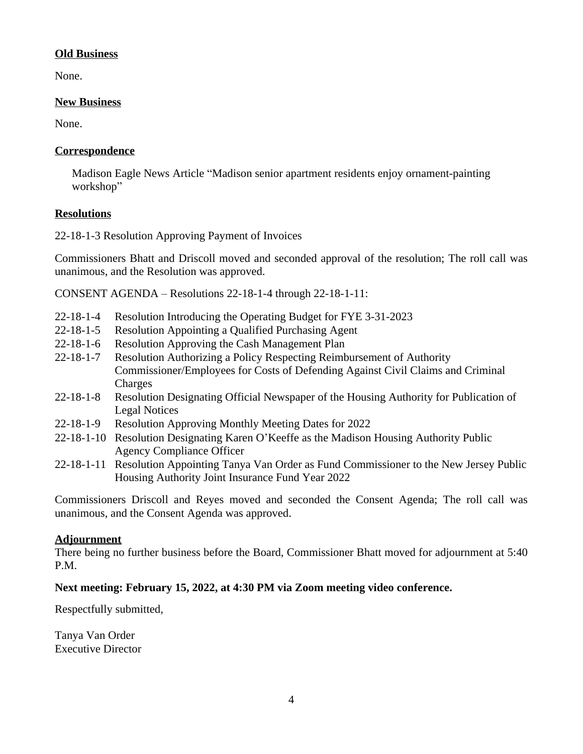**Old Business**

None.

**New Business**

None.

**Correspondence**

Madison Eagle News Article "Madison senior apartment residents enjoy ornament-painting workshop"

**Resolutions**

22-18-1-3 Resolution Approving Payment of Invoices

Commissioners Bhatt and Driscoll moved and seconded approval of the resolution; The roll call was unanimous, and the Resolution was approved.

CONSENT AGENDA – Resolutions 22-18-1-4 through 22-18-1-11:

| | |
|---|---|
| 22-18-1-4 | Resolution Introducing the Operating Budget for FYE 3-31-2023 |
| 22-18-1-5 | Resolution Appointing a Qualified Purchasing Agent |
| 22-18-1-6 | Resolution Approving the Cash Management Plan |
| 22-18-1-7 | Resolution Authorizing a Policy Respecting Reimbursement of Authority Commissioner/Employees for Costs of Defending Against Civil Claims and Criminal Charges |
| 22-18-1-8 | Resolution Designating Official Newspaper of the Housing Authority for Publication of Legal Notices |
| 22-18-1-9 | Resolution Approving Monthly Meeting Dates for 2022 |
| 22-18-1-10 | Resolution Designating Karen O'Keeffe as the Madison Housing Authority Public Agency Compliance Officer |
| 22-18-1-11 | Resolution Appointing Tanya Van Order as Fund Commissioner to the New Jersey Public Housing Authority Joint Insurance Fund Year 2022 |

Commissioners Driscoll and Reyes moved and seconded the Consent Agenda; The roll call was unanimous, and the Consent Agenda was approved.

**Adjournment**

There being no further business before the Board, Commissioner Bhatt moved for adjournment at 5:40 P.M.

**Next meeting: February 15, 2022, at 4:30 PM via Zoom meeting video conference.**

Respectfully submitted,

Tanya Van Order
Executive Director